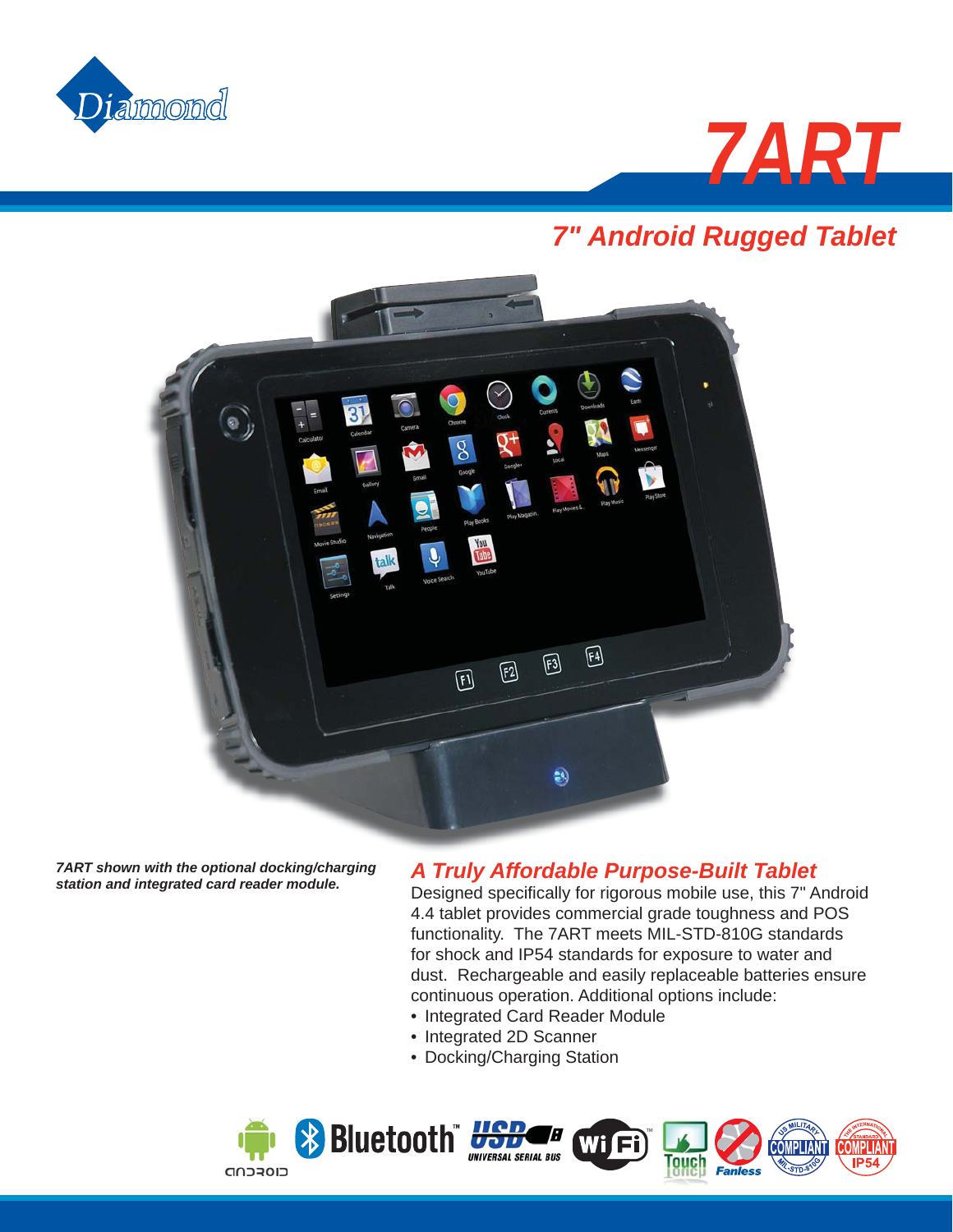Diamond

# 7ART

## 7" Android Rugged Tablet

*7ART shown with the optional docking/charging station and integrated card reader module.*

### A Truly Affordable Purpose-Built Tablet

Designed specifically for rigorous mobile use, this 7" Android 4.4 tablet provides commercial grade toughness and POS functionality. The 7ART meets MIL-STD-810G standards for shock and IP54 standards for exposure to water and dust. Rechargeable and easily replaceable batteries ensure continuous operation. Additional options include:

- Integrated Card Reader Module
- Integrated 2D Scanner
- Docking/Charging Station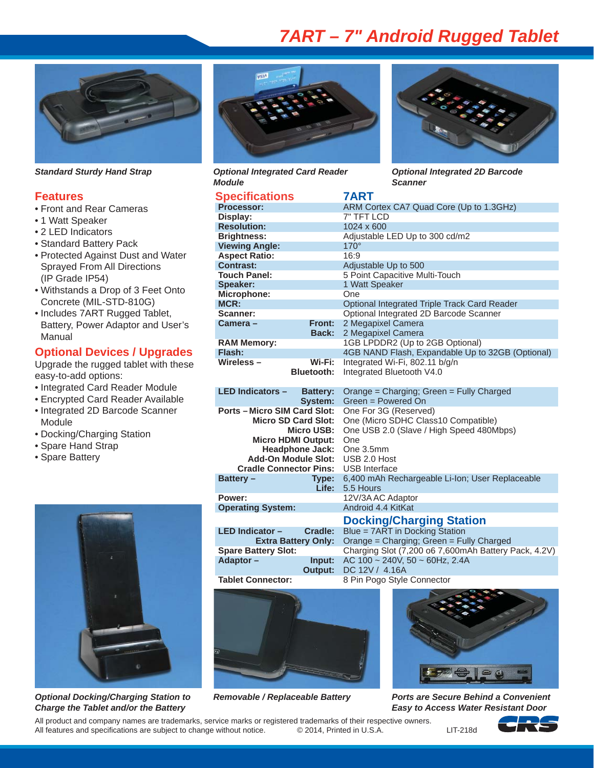# 7ART – 7" Android Rugged Tablet

*Standard Sturdy Hand Strap*

*Optional Integrated Card Reader Module*

*Optional Integrated 2D Barcode Scanner*

## Features

- Front and Rear Cameras
- 1 Watt Speaker
- 2 LED Indicators
- Standard Battery Pack
- Protected Against Dust and Water Sprayed From All Directions (IP Grade IP54)
- Withstands a Drop of 3 Feet Onto Concrete (MIL-STD-810G)
- Includes 7ART Rugged Tablet, Battery, Power Adaptor and User's Manual

## Optional Devices / Upgrades

Upgrade the rugged tablet with these easy-to-add options:

- Integrated Card Reader Module
- Encrypted Card Reader Available
- Integrated 2D Barcode Scanner Module
- Docking/Charging Station
- Spare Hand Strap
- Spare Battery

## Specifications

| Specifications | | 7ART |
|---|---|---|
| **Processor:** | | ARM Cortex CA7 Quad Core (Up to 1.3GHz) |
| **Display:** | | 7" TFT LCD |
| **Resolution:** | | 1024 x 600 |
| **Brightness:** | | Adjustable LED Up to 300 cd/m2 |
| **Viewing Angle:** | | 170° |
| **Aspect Ratio:** | | 16:9 |
| **Contrast:** | | Adjustable Up to 500 |
| **Touch Panel:** | | 5 Point Capacitive Multi-Touch |
| **Speaker:** | | 1 Watt Speaker |
| **Microphone:** | | One |
| **MCR:** | | Optional Integrated Triple Track Card Reader |
| **Scanner:** | | Optional Integrated 2D Barcode Scanner |
| **Camera –** | **Front:** | 2 Megapixel Camera |
| | **Back:** | 2 Megapixel Camera |
| **RAM Memory:** | | 1GB LPDDR2 (Up to 2GB Optional) |
| **Flash:** | | 4GB NAND Flash, Expandable Up to 32GB (Optional) |
| **Wireless –** | **Wi-Fi:** | Integrated Wi-Fi, 802.11 b/g/n |
| | **Bluetooth:** | Integrated Bluetooth V4.0 |
| **LED Indicators –** | **Battery:** | Orange = Charging; Green = Fully Charged |
| | **System:** | Green = Powered On |
| **Ports –** | **Micro SIM Card Slot:** | One For 3G (Reserved) |
| | **Micro SD Card Slot:** | One (Micro SDHC Class10 Compatible) |
| | **Micro USB:** | One USB 2.0 (Slave / High Speed 480Mbps) |
| | **Micro HDMI Output:** | One |
| | **Headphone Jack:** | One 3.5mm |
| | **Add-On Module Slot:** | USB 2.0 Host |
| | **Cradle Connector Pins:** | USB Interface |
| **Battery –** | **Type:** | 6,400 mAh Rechargeable Li-Ion; User Replaceable |
| | **Life:** | 5.5 Hours |
| **Power:** | | 12V/3A AC Adaptor |
| **Operating System:** | | Android 4.4 KitKat |

## Docking/Charging Station

| | | Docking/Charging Station |
|---|---|---|
| **LED Indicator –** | **Cradle:** | Blue = 7ART in Docking Station |
| | **Extra Battery Only:** | Orange = Charging; Green = Fully Charged |
| **Spare Battery Slot:** | | Charging Slot (7,200 o6 7,600mAh Battery Pack, 4.2V) |
| **Adaptor –** | **Input:** | AC 100 ~ 240V, 50 ~ 60Hz, 2.4A |
| | **Output:** | DC 12V / 4.16A |
| **Tablet Connector:** | | 8 Pin Pogo Style Connector |

*Optional Docking/Charging Station to Charge the Tablet and/or the Battery*

*Removable / Replaceable Battery*

*Ports are Secure Behind a Convenient Easy to Access Water Resistant Door*

All product and company names are trademarks, service marks or registered trademarks of their respective owners.
All features and specifications are subject to change without notice. © 2014, Printed in U.S.A. LIT-218d

CRS